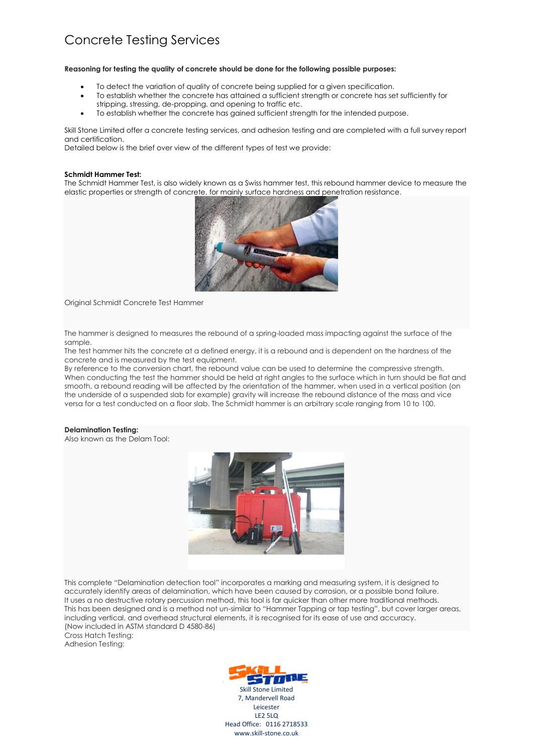# Concrete Testing Services

**Reasoning for testing the quality of concrete should be done for the following possible purposes:**

- To detect the variation of quality of concrete being supplied for a given specification.
- To establish whether the concrete has attained a sufficient strength or concrete has set sufficiently for stripping, stressing, de-propping, and opening to traffic etc.
- To establish whether the concrete has gained sufficient strength for the intended purpose.

Skill Stone Limited offer a concrete testing services, and adhesion testing and are completed with a full survey report and certification.
Detailed below is the brief over view of the different types of test we provide:

**Schmidt Hammer Test:**
The Schmidt Hammer Test, is also widely known as a Swiss hammer test, this rebound hammer device to measure the elastic properties or strength of concrete, for mainly surface hardness and penetration resistance.

Original Schmidt Concrete Test Hammer

The hammer is designed to measures the rebound of a spring-loaded mass impacting against the surface of the sample.
The test hammer hits the concrete at a defined energy, it is a rebound and is dependent on the hardness of the concrete and is measured by the test equipment.
By reference to the conversion chart, the rebound value can be used to determine the compressive strength.
When conducting the test the hammer should be held at right angles to the surface which in turn should be flat and smooth, a rebound reading will be affected by the orientation of the hammer, when used in a vertical position (on the underside of a suspended slab for example) gravity will increase the rebound distance of the mass and vice versa for a test conducted on a floor slab. The Schmidt hammer is an arbitrary scale ranging from 10 to 100.

**Delamination Testing:**
Also known as the Delam Tool:

This complete "Delamination detection tool" incorporates a marking and measuring system, it is designed to accurately identify areas of delamination, which have been caused by corrosion, or a possible bond failure.
It uses a no destructive rotary percussion method, this tool is far quicker than other more traditional methods.
This has been designed and is a method not un-similar to "Hammer Tapping or tap testing", but cover larger areas, including vertical, and overhead structural elements, it is recognised for its ease of use and accuracy.
(Now included in ASTM standard D 4580-86)
Cross Hatch Testing:
Adhesion Testing:

Skill Stone Limited
7, Mandervell Road
Leicester
LE2 5LQ
Head Office: 0116 2718533
www.skill-stone.co.uk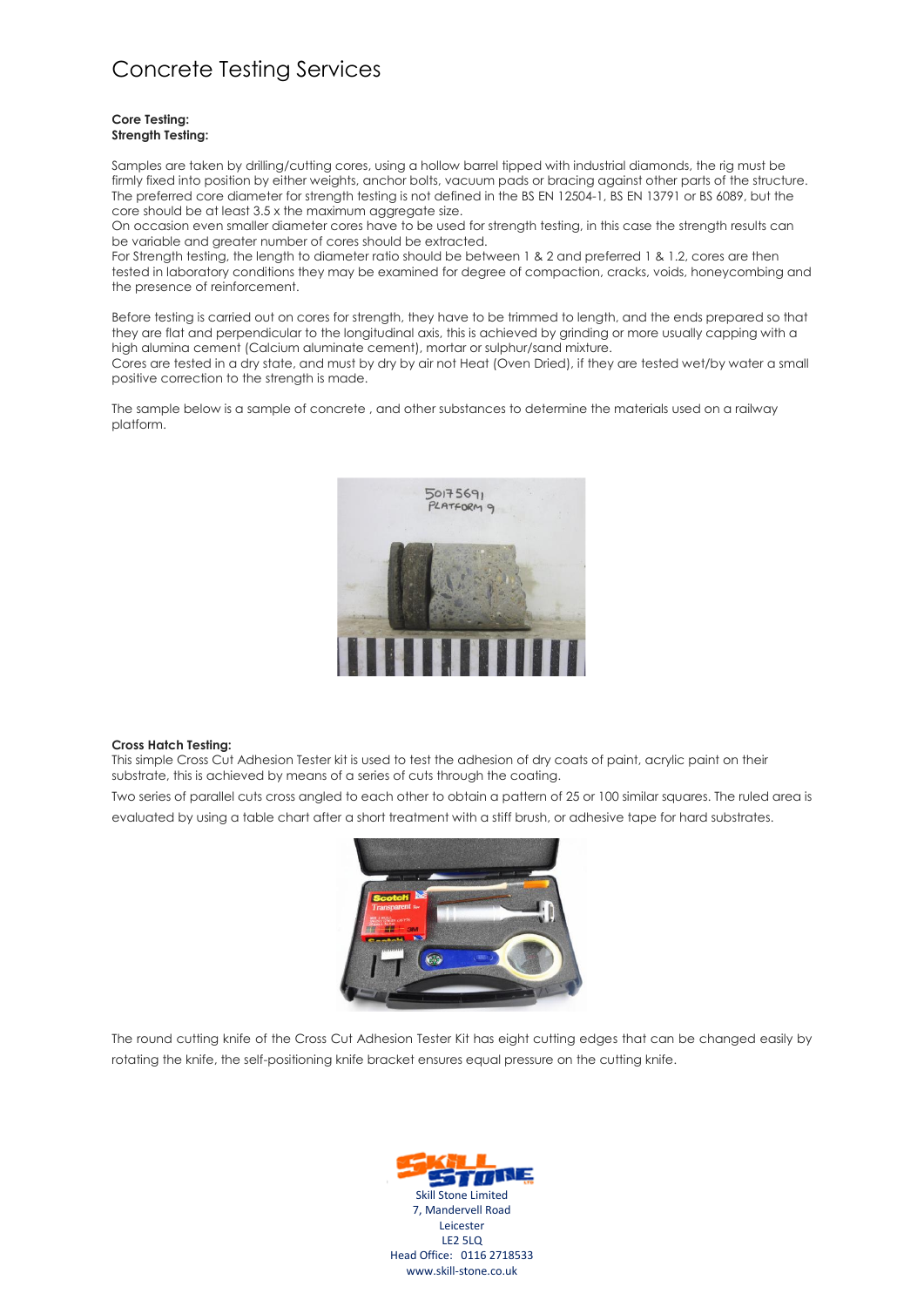# Concrete Testing Services

**Core Testing:**
**Strength Testing:**

Samples are taken by drilling/cutting cores, using a hollow barrel tipped with industrial diamonds, the rig must be firmly fixed into position by either weights, anchor bolts, vacuum pads or bracing against other parts of the structure. The preferred core diameter for strength testing is not defined in the BS EN 12504-1, BS EN 13791 or BS 6089, but the core should be at least 3.5 x the maximum aggregate size.
On occasion even smaller diameter cores have to be used for strength testing, in this case the strength results can be variable and greater number of cores should be extracted.
For Strength testing, the length to diameter ratio should be between 1 & 2 and preferred 1 & 1.2, cores are then tested in laboratory conditions they may be examined for degree of compaction, cracks, voids, honeycombing and the presence of reinforcement.

Before testing is carried out on cores for strength, they have to be trimmed to length, and the ends prepared so that they are flat and perpendicular to the longitudinal axis, this is achieved by grinding or more usually capping with a high alumina cement (Calcium aluminate cement), mortar or sulphur/sand mixture.
Cores are tested in a dry state, and must by dry by air not Heat (Oven Dried), if they are tested wet/by water a small positive correction to the strength is made.

The sample below is a sample of concrete , and other substances to determine the materials used on a railway platform.

**Cross Hatch Testing:**
This simple Cross Cut Adhesion Tester kit is used to test the adhesion of dry coats of paint, acrylic paint on their substrate, this is achieved by means of a series of cuts through the coating.

Two series of parallel cuts cross angled to each other to obtain a pattern of 25 or 100 similar squares. The ruled area is evaluated by using a table chart after a short treatment with a stiff brush, or adhesive tape for hard substrates.

The round cutting knife of the Cross Cut Adhesion Tester Kit has eight cutting edges that can be changed easily by rotating the knife, the self-positioning knife bracket ensures equal pressure on the cutting knife.

Skill Stone Limited
7, Mandervell Road
Leicester
LE2 5LQ
Head Office: 0116 2718533
www.skill-stone.co.uk